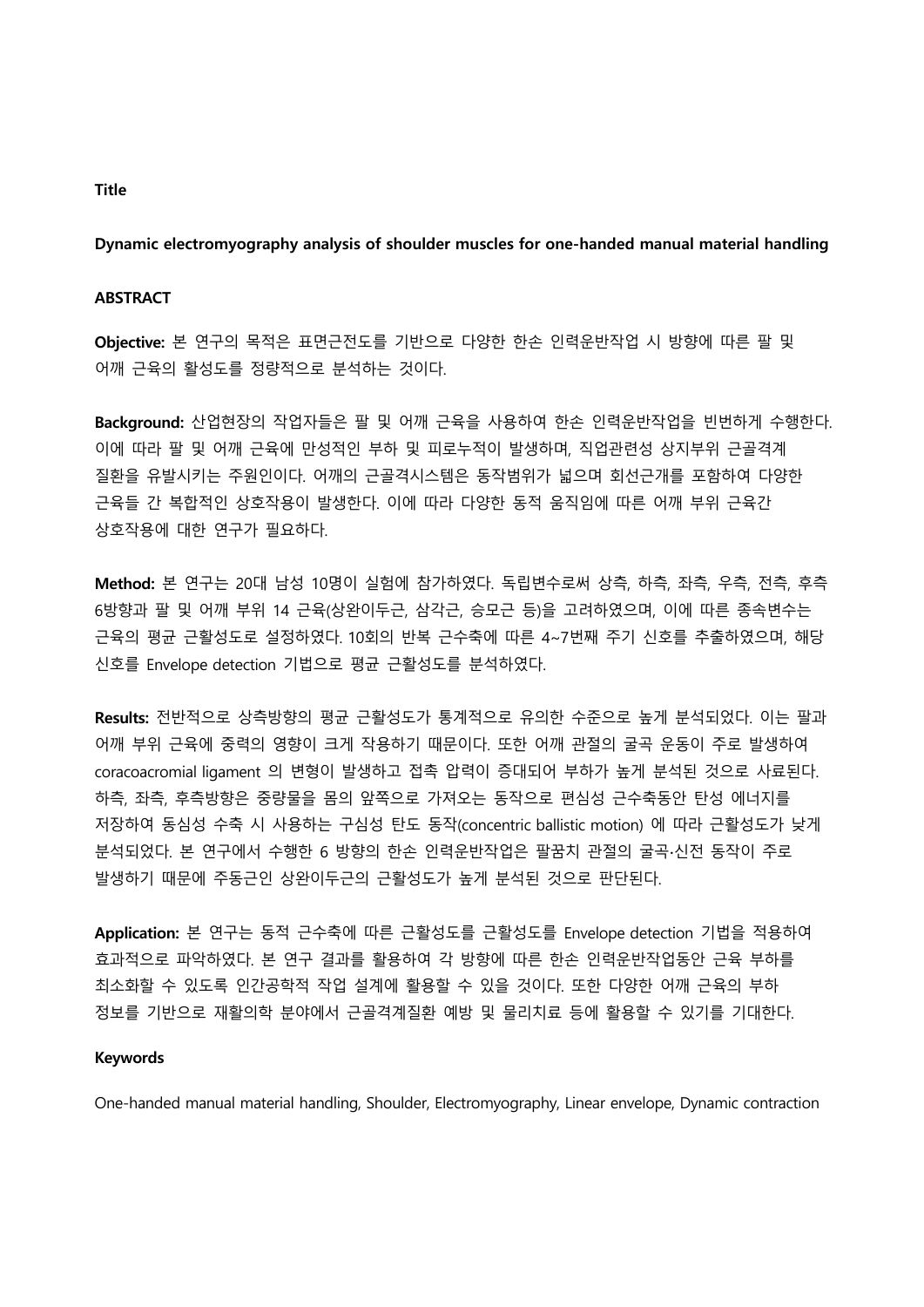**Title**

**Dynamic electromyography analysis of shoulder muscles for one-handed manual material handling**

**ABSTRACT**

**Objective:** 본 연구의 목적은 표면근전도를 기반으로 다양한 한손 인력운반작업 시 방향에 따른 팔 및 어깨 근육의 활성도를 정량적으로 분석하는 것이다.

**Background:** 산업현장의 작업자들은 팔 및 어깨 근육을 사용하여 한손 인력운반작업을 빈번하게 수행한다. 이에 따라 팔 및 어깨 근육에 만성적인 부하 및 피로누적이 발생하며, 직업관련성 상지부위 근골격계 질환을 유발시키는 주원인이다. 어깨의 근골격시스템은 동작범위가 넓으며 회선근개를 포함하여 다양한 근육들 간 복합적인 상호작용이 발생한다. 이에 따라 다양한 동적 움직임에 따른 어깨 부위 근육간 상호작용에 대한 연구가 필요하다.

**Method:** 본 연구는 20대 남성 10명이 실험에 참가하였다. 독립변수로써 상측, 하측, 좌측, 우측, 전측, 후측 6방향과 팔 및 어깨 부위 14 근육(상완이두근, 삼각근, 승모근 등)을 고려하였으며, 이에 따른 종속변수는 근육의 평균 근활성도로 설정하였다. 10회의 반복 근수축에 따른 4~7번째 주기 신호를 추출하였으며, 해당 신호를 Envelope detection 기법으로 평균 근활성도를 분석하였다.

**Results:** 전반적으로 상측방향의 평균 근활성도가 통계적으로 유의한 수준으로 높게 분석되었다. 이는 팔과 어깨 부위 근육에 중력의 영향이 크게 작용하기 때문이다. 또한 어깨 관절의 굴곡 운동이 주로 발생하여 coracoacromial ligament 의 변형이 발생하고 접촉 압력이 증대되어 부하가 높게 분석된 것으로 사료된다. 하측, 좌측, 후측방향은 중량물을 몸의 앞쪽으로 가져오는 동작으로 편심성 근수축동안 탄성 에너지를 저장하여 동심성 수축 시 사용하는 구심성 탄도 동작(concentric ballistic motion) 에 따라 근활성도가 낮게 분석되었다. 본 연구에서 수행한 6 방향의 한손 인력운반작업은 팔꿈치 관절의 굴곡·신전 동작이 주로 발생하기 때문에 주동근인 상완이두근의 근활성도가 높게 분석된 것으로 판단된다.

**Application:** 본 연구는 동적 근수축에 따른 근활성도를 근활성도를 Envelope detection 기법을 적용하여 효과적으로 파악하였다. 본 연구 결과를 활용하여 각 방향에 따른 한손 인력운반작업동안 근육 부하를 최소화할 수 있도록 인간공학적 작업 설계에 활용할 수 있을 것이다. 또한 다양한 어깨 근육의 부하 정보를 기반으로 재활의학 분야에서 근골격계질환 예방 및 물리치료 등에 활용할 수 있기를 기대한다.

**Keywords**

One-handed manual material handling, Shoulder, Electromyography, Linear envelope, Dynamic contraction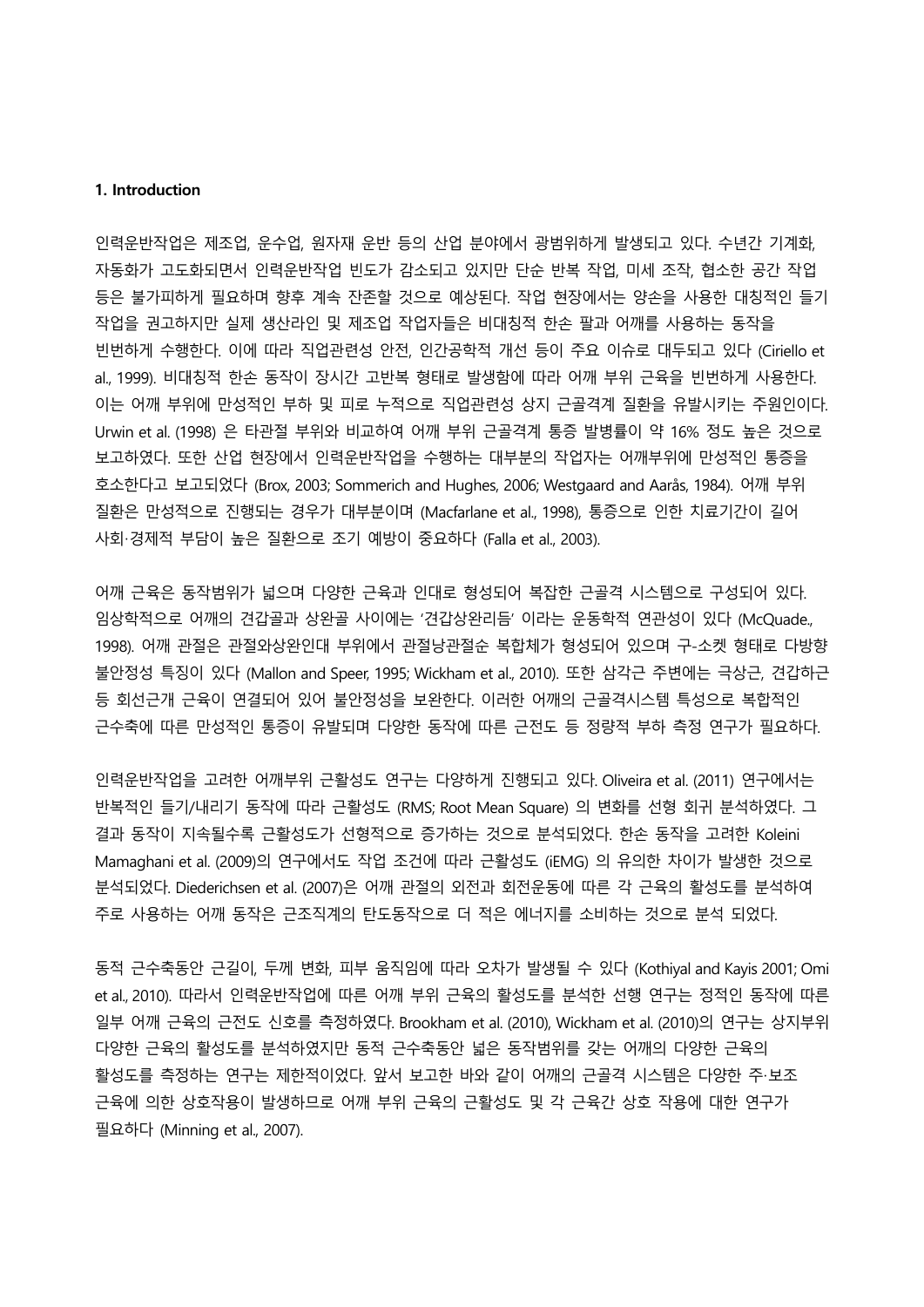**1. Introduction**

인력운반작업은 제조업, 운수업, 원자재 운반 등의 산업 분야에서 광범위하게 발생되고 있다. 수년간 기계화, 자동화가 고도화되면서 인력운반작업 빈도가 감소되고 있지만 단순 반복 작업, 미세 조작, 협소한 공간 작업 등은 불가피하게 필요하며 향후 계속 잔존할 것으로 예상된다. 작업 현장에서는 양손을 사용한 대칭적인 들기 작업을 권고하지만 실제 생산라인 및 제조업 작업자들은 비대칭적 한손 팔과 어깨를 사용하는 동작을 빈번하게 수행한다. 이에 따라 직업관련성 안전, 인간공학적 개선 등이 주요 이슈로 대두되고 있다 (Ciriello et al., 1999). 비대칭적 한손 동작이 장시간 고반복 형태로 발생함에 따라 어깨 부위 근육을 빈번하게 사용한다. 이는 어깨 부위에 만성적인 부하 및 피로 누적으로 직업관련성 상지 근골격계 질환을 유발시키는 주원인이다. Urwin et al. (1998) 은 타관절 부위와 비교하여 어깨 부위 근골격계 통증 발병률이 약 16% 정도 높은 것으로 보고하였다. 또한 산업 현장에서 인력운반작업을 수행하는 대부분의 작업자는 어깨부위에 만성적인 통증을 호소한다고 보고되었다 (Brox, 2003; Sommerich and Hughes, 2006; Westgaard and Aarås, 1984). 어깨 부위 질환은 만성적으로 진행되는 경우가 대부분이며 (Macfarlane et al., 1998), 통증으로 인한 치료기간이 길어 사회·경제적 부담이 높은 질환으로 조기 예방이 중요하다 (Falla et al., 2003).

어깨 근육은 동작범위가 넓으며 다양한 근육과 인대로 형성되어 복잡한 근골격 시스템으로 구성되어 있다. 임상학적으로 어깨의 견갑골과 상완골 사이에는 '견갑상완리듬' 이라는 운동학적 연관성이 있다 (McQuade., 1998). 어깨 관절은 관절와상완인대 부위에서 관절낭관절순 복합체가 형성되어 있으며 구-소켓 형태로 다방향 불안정성 특징이 있다 (Mallon and Speer, 1995; Wickham et al., 2010). 또한 삼각근 주변에는 극상근, 견갑하근 등 회선근개 근육이 연결되어 있어 불안정성을 보완한다. 이러한 어깨의 근골격시스템 특성으로 복합적인 근수축에 따른 만성적인 통증이 유발되며 다양한 동작에 따른 근전도 등 정량적 부하 측정 연구가 필요하다.

인력운반작업을 고려한 어깨부위 근활성도 연구는 다양하게 진행되고 있다. Oliveira et al. (2011) 연구에서는 반복적인 들기/내리기 동작에 따라 근활성도 (RMS; Root Mean Square) 의 변화를 선형 회귀 분석하였다. 그 결과 동작이 지속될수록 근활성도가 선형적으로 증가하는 것으로 분석되었다. 한손 동작을 고려한 Koleini Mamaghani et al. (2009)의 연구에서도 작업 조건에 따라 근활성도 (iEMG) 의 유의한 차이가 발생한 것으로 분석되었다. Diederichsen et al. (2007)은 어깨 관절의 외전과 회전운동에 따른 각 근육의 활성도를 분석하여 주로 사용하는 어깨 동작은 근조직계의 탄도동작으로 더 적은 에너지를 소비하는 것으로 분석 되었다.

동적 근수축동안 근길이, 두께 변화, 피부 움직임에 따라 오차가 발생될 수 있다 (Kothiyal and Kayis 2001; Omi et al., 2010). 따라서 인력운반작업에 따른 어깨 부위 근육의 활성도를 분석한 선행 연구는 정적인 동작에 따른 일부 어깨 근육의 근전도 신호를 측정하였다. Brookham et al. (2010), Wickham et al. (2010)의 연구는 상지부위 다양한 근육의 활성도를 분석하였지만 동적 근수축동안 넓은 동작범위를 갖는 어깨의 다양한 근육의 활성도를 측정하는 연구는 제한적이었다. 앞서 보고한 바와 같이 어깨의 근골격 시스템은 다양한 주·보조 근육에 의한 상호작용이 발생하므로 어깨 부위 근육의 근활성도 및 각 근육간 상호 작용에 대한 연구가 필요하다 (Minning et al., 2007).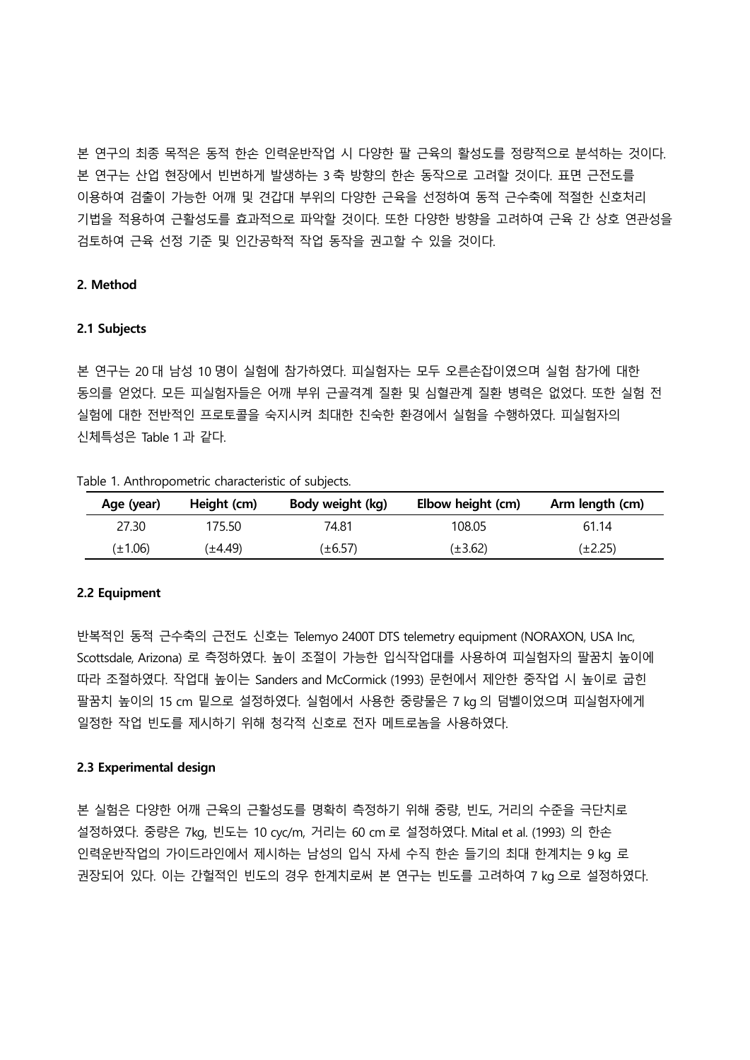본 연구의 최종 목적은 동적 한손 인력운반작업 시 다양한 팔 근육의 활성도를 정량적으로 분석하는 것이다. 본 연구는 산업 현장에서 빈번하게 발생하는 3축 방향의 한손 동작으로 고려할 것이다. 표면 근전도를 이용하여 검출이 가능한 어깨 및 견갑대 부위의 다양한 근육을 선정하여 동적 근수축에 적절한 신호처리 기법을 적용하여 근활성도를 효과적으로 파악할 것이다. 또한 다양한 방향을 고려하여 근육 간 상호 연관성을 검토하여 근육 선정 기준 및 인간공학적 작업 동작을 권고할 수 있을 것이다.

## 2. Method

### 2.1 Subjects

본 연구는 20대 남성 10명이 실험에 참가하였다. 피실험자는 모두 오른손잡이였으며 실험 참가에 대한 동의를 얻었다. 모든 피실험자들은 어깨 부위 근골격계 질환 및 심혈관계 질환 병력은 없었다. 또한 실험 전 실험에 대한 전반적인 프로토콜을 숙지시켜 최대한 친숙한 환경에서 실험을 수행하였다. 피실험자의 신체특성은 Table 1과 같다.

Table 1. Anthropometric characteristic of subjects.

| Age (year) | Height (cm) | Body weight (kg) | Elbow height (cm) | Arm length (cm) |
|---|---|---|---|---|
| 27.30 | 175.50 | 74.81 | 108.05 | 61.14 |
| (±1.06) | (±4.49) | (±6.57) | (±3.62) | (±2.25) |

### 2.2 Equipment

반복적인 동적 근수축의 근전도 신호는 Telemyo 2400T DTS telemetry equipment (NORAXON, USA Inc, Scottsdale, Arizona) 로 측정하였다. 높이 조절이 가능한 입식작업대를 사용하여 피실험자의 팔꿈치 높이에 따라 조절하였다. 작업대 높이는 Sanders and McCormick (1993) 문헌에서 제안한 중작업 시 높이로 굽힌 팔꿈치 높이의 15 cm 밑으로 설정하였다. 실험에서 사용한 중량물은 7 kg의 덤벨이었으며 피실험자에게 일정한 작업 빈도를 제시하기 위해 청각적 신호로 전자 메트로놈을 사용하였다.

### 2.3 Experimental design

본 실험은 다양한 어깨 근육의 근활성도를 명확히 측정하기 위해 중량, 빈도, 거리의 수준을 극단치로 설정하였다. 중량은 7kg, 빈도는 10 cyc/m, 거리는 60 cm로 설정하였다. Mital et al. (1993) 의 한손 인력운반작업의 가이드라인에서 제시하는 남성의 입식 자세 수직 한손 들기의 최대 한계치는 9 kg 로 권장되어 있다. 이는 간헐적인 빈도의 경우 한계치로써 본 연구는 빈도를 고려하여 7 kg으로 설정하였다.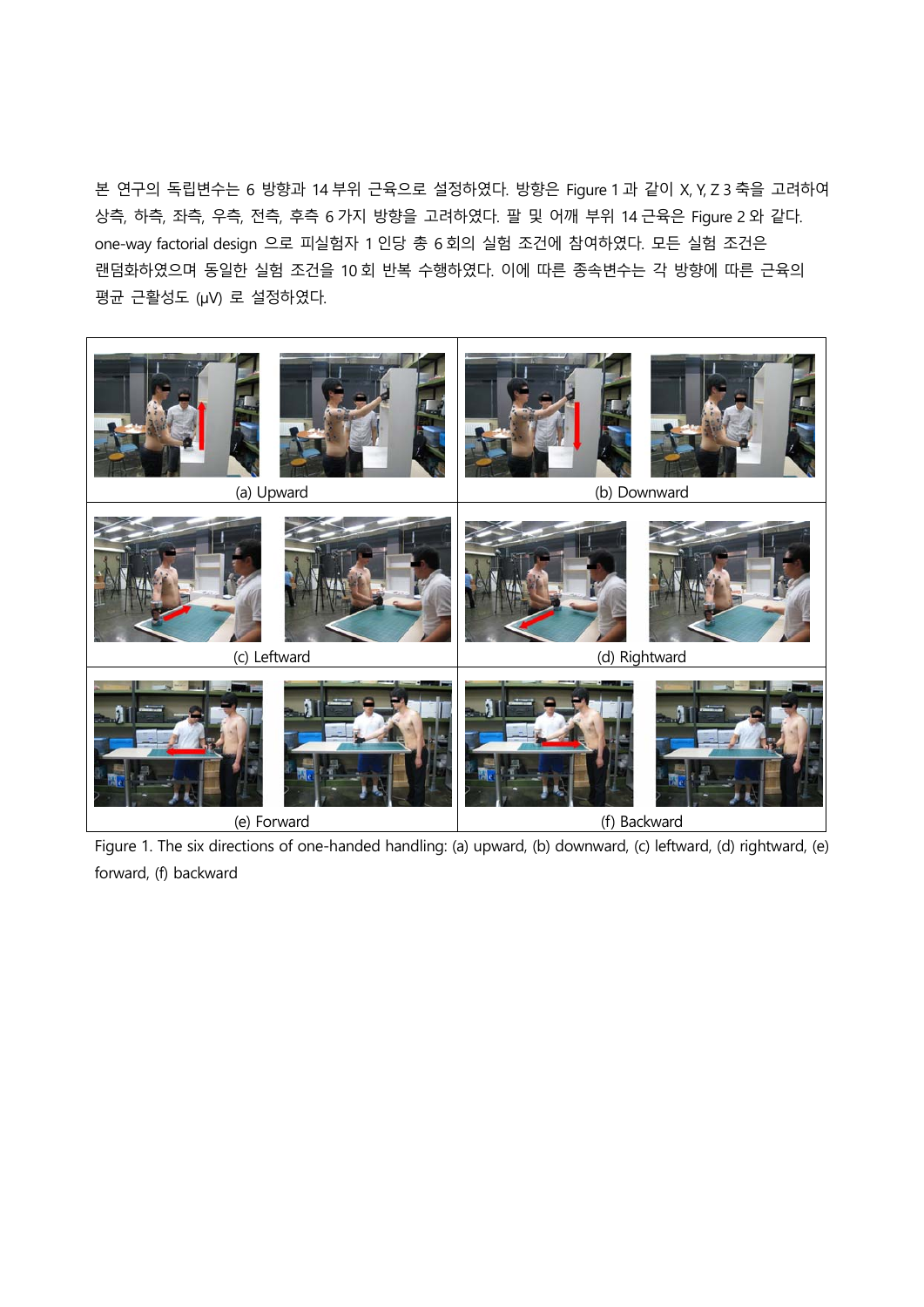본 연구의 독립변수는 6 방향과 14 부위 근육으로 설정하였다. 방향은 Figure 1 과 같이 X, Y, Z 3 축을 고려하여 상측, 하측, 좌측, 우측, 전측, 후측 6 가지 방향을 고려하였다. 팔 및 어깨 부위 14 근육은 Figure 2 와 같다. one-way factorial design 으로 피실험자 1 인당 총 6 회의 실험 조건에 참여하였다. 모든 실험 조건은 랜덤화하였으며 동일한 실험 조건을 10 회 반복 수행하였다. 이에 따른 종속변수는 각 방향에 따른 근육의 평균 근활성도 (μV) 로 설정하였다.

(a) Upward

(b) Downward

(c) Leftward

(d) Rightward

(e) Forward

(f) Backward

Figure 1. The six directions of one-handed handling: (a) upward, (b) downward, (c) leftward, (d) rightward, (e) forward, (f) backward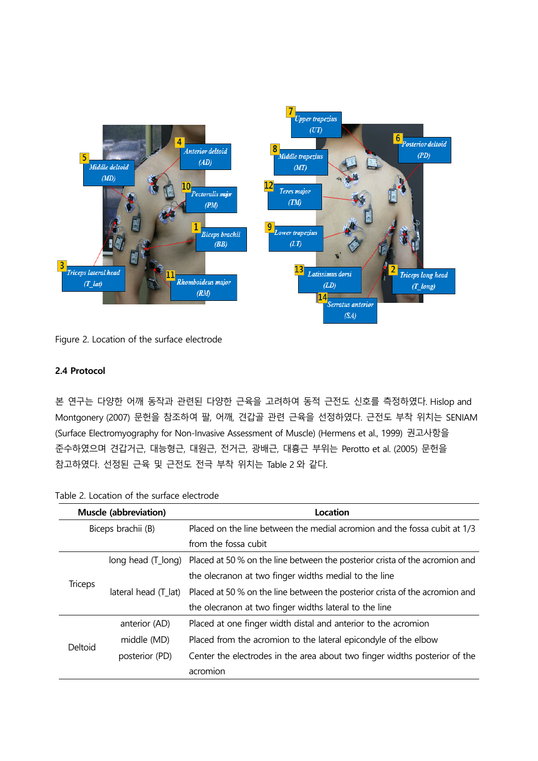Figure 2. Location of the surface electrode

### 2.4 Protocol

본 연구는 다양한 어깨 동작과 관련된 다양한 근육을 고려하여 동적 근전도 신호를 측정하였다. Hislop and Montgonery (2007) 문헌을 참조하여 팔, 어깨, 견갑골 관련 근육을 선정하였다. 근전도 부착 위치는 SENIAM (Surface Electromyography for Non-Invasive Assessment of Muscle) (Hermens et al., 1999) 권고사항을 준수하였으며 견갑거근, 대능형근, 대원근, 전거근, 광배근, 대흉근 부위는 Perotto et al. (2005) 문헌을 참고하였다. 선정된 근육 및 근전도 전극 부착 위치는 Table 2 와 같다.

Table 2. Location of the surface electrode

| Muscle (abbreviation) | | Location |
|---|---|---|
| Biceps brachii (B) | | Placed on the line between the medial acromion and the fossa cubit at 1/3 from the fossa cubit |
| Triceps | long head (T_long) | Placed at 50 % on the line between the posterior crista of the acromion and the olecranon at two finger widths medial to the line |
| | lateral head (T_lat) | Placed at 50 % on the line between the posterior crista of the acromion and the olecranon at two finger widths lateral to the line |
| Deltoid | anterior (AD) | Placed at one finger width distal and anterior to the acromion |
| | middle (MD) | Placed from the acromion to the lateral epicondyle of the elbow |
| | posterior (PD) | Center the electrodes in the area about two finger widths posterior of the acromion |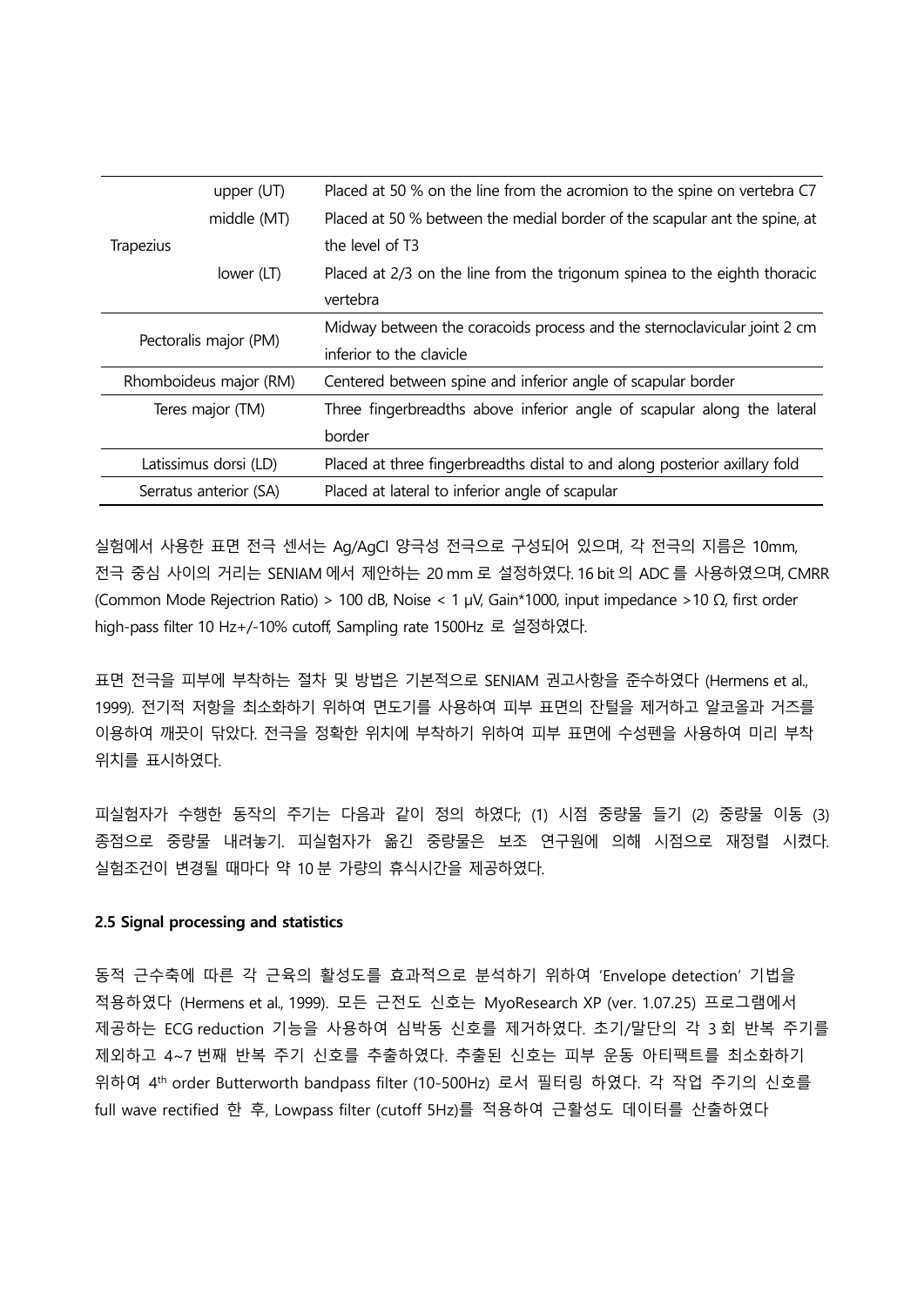| | | |
|---|---|---|
| Trapezius | upper (UT) | Placed at 50 % on the line from the acromion to the spine on vertebra C7 |
| | middle (MT) | Placed at 50 % between the medial border of the scapular ant the spine, at the level of T3 |
| | lower (LT) | Placed at 2/3 on the line from the trigonum spinea to the eighth thoracic vertebra |
| Pectoralis major (PM) | | Midway between the coracoids process and the sternoclavicular joint 2 cm inferior to the clavicle |
| Rhomboideus major (RM) | | Centered between spine and inferior angle of scapular border |
| Teres major (TM) | | Three fingerbreadths above inferior angle of scapular along the lateral border |
| Latissimus dorsi (LD) | | Placed at three fingerbreadths distal to and along posterior axillary fold |
| Serratus anterior (SA) | | Placed at lateral to inferior angle of scapular |

실험에서 사용한 표면 전극 센서는 Ag/AgCl 양극성 전극으로 구성되어 있으며, 각 전극의 지름은 10mm, 전극 중심 사이의 거리는 SENIAM 에서 제안하는 20 mm 로 설정하였다. 16 bit 의 ADC 를 사용하였으며, CMRR (Common Mode Rejectrion Ratio) > 100 dB, Noise < 1 μV, Gain*1000, input impedance >10 Ω, first order high-pass filter 10 Hz+/-10% cutoff, Sampling rate 1500Hz 로 설정하였다.

표면 전극을 피부에 부착하는 절차 및 방법은 기본적으로 SENIAM 권고사항을 준수하였다 (Hermens et al., 1999). 전기적 저항을 최소화하기 위하여 면도기를 사용하여 피부 표면의 잔털을 제거하고 알코올과 거즈를 이용하여 깨끗이 닦았다. 전극을 정확한 위치에 부착하기 위하여 피부 표면에 수성펜을 사용하여 미리 부착 위치를 표시하였다.

피실험자가 수행한 동작의 주기는 다음과 같이 정의 하였다; (1) 시점 중량물 들기 (2) 중량물 이동 (3) 종점으로 중량물 내려놓기. 피실험자가 옮긴 중량물은 보조 연구원에 의해 시점으로 재정렬 시켰다. 실험조건이 변경될 때마다 약 10 분 가량의 휴식시간을 제공하였다.

**2.5 Signal processing and statistics**

동적 근수축에 따른 각 근육의 활성도를 효과적으로 분석하기 위하여 'Envelope detection' 기법을 적용하였다 (Hermens et al., 1999). 모든 근전도 신호는 MyoResearch XP (ver. 1.07.25) 프로그램에서 제공하는 ECG reduction 기능을 사용하여 심박동 신호를 제거하였다. 초기/말단의 각 3 회 반복 주기를 제외하고 4~7 번째 반복 주기 신호를 추출하였다. 추출된 신호는 피부 운동 아티팩트를 최소화하기 위하여 $4^{th}$ order Butterworth bandpass filter (10-500Hz) 로서 필터링 하였다. 각 작업 주기의 신호를 full wave rectified 한 후, Lowpass filter (cutoff 5Hz)를 적용하여 근활성도 데이터를 산출하였다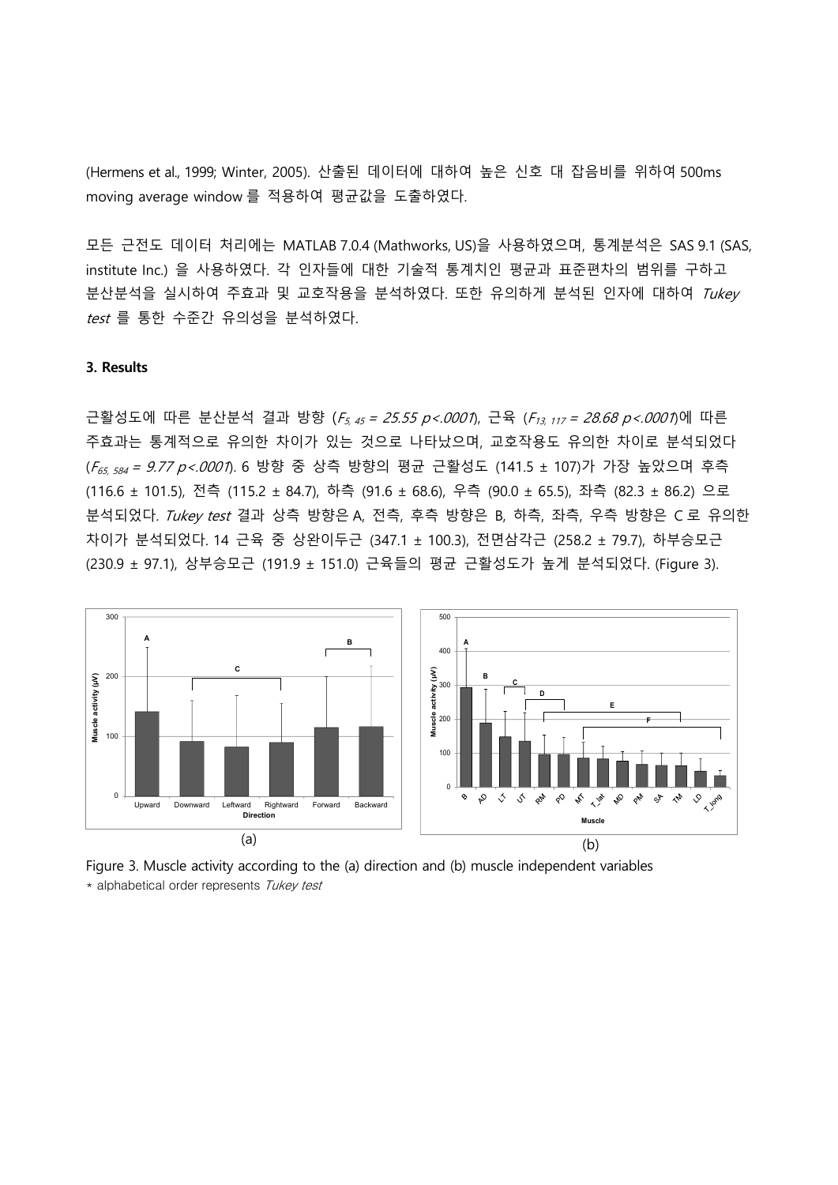(Hermens et al., 1999; Winter, 2005). 산출된 데이터에 대하여 높은 신호 대 잡음비를 위하여 500ms moving average window 를 적용하여 평균값을 도출하였다.

모든 근전도 데이터 처리에는 MATLAB 7.0.4 (Mathworks, US)을 사용하였으며, 통계분석은 SAS 9.1 (SAS, institute Inc.) 을 사용하였다. 각 인자들에 대한 기술적 통계치인 평균과 표준편차의 범위를 구하고 분산분석을 실시하여 주효과 및 교호작용을 분석하였다. 또한 유의하게 분석된 인자에 대하여 *Tukey test* 를 통한 수준간 유의성을 분석하였다.

### 3. Results

근활성도에 따른 분산분석 결과 방향 ($F_{5, 45} = 25.55$ $p<.0001$), 근육 ($F_{13, 117} = 28.68$ $p<.0001$)에 따른 주효과는 통계적으로 유의한 차이가 있는 것으로 나타났으며, 교호작용도 유의한 차이로 분석되었다 ($F_{65, 584} = 9.77$ $p<.0001$). 6 방향 중 상측 방향의 평균 근활성도 (141.5 ± 107)가 가장 높았으며 후측 (116.6 ± 101.5), 전측 (115.2 ± 84.7), 하측 (91.6 ± 68.6), 우측 (90.0 ± 65.5), 좌측 (82.3 ± 86.2) 으로 분석되었다. *Tukey test* 결과 상측 방향은 A, 전측, 후측 방향은 B, 하측, 좌측, 우측 방향은 C 로 유의한 차이가 분석되었다. 14 근육 중 상완이두근 (347.1 ± 100.3), 전면삼각근 (258.2 ± 79.7), 하부승모근 (230.9 ± 97.1), 상부승모근 (191.9 ± 151.0) 근육들의 평균 근활성도가 높게 분석되었다. (Figure 3).

Figure 3. Muscle activity according to the (a) direction and (b) muscle independent variables
\* alphabetical order represents *Tukey test*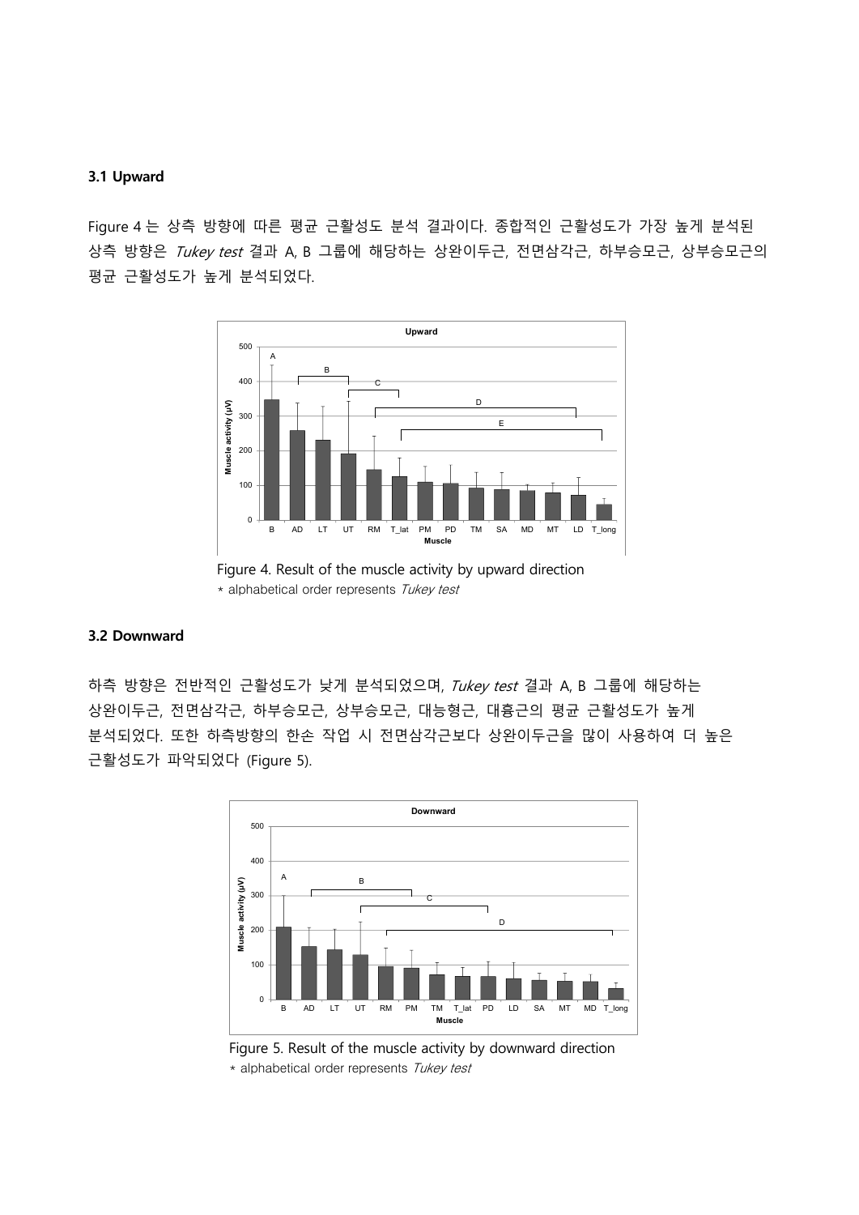### 3.1 Upward

Figure 4 는 상측 방향에 따른 평균 근활성도 분석 결과이다. 종합적인 근활성도가 가장 높게 분석된 상측 방향은 *Tukey test* 결과 A, B 그룹에 해당하는 상완이두근, 전면삼각근, 하부승모근, 상부승모근의 평균 근활성도가 높게 분석되었다.

Figure 4. Result of the muscle activity by upward direction

* alphabetical order represents *Tukey test*

### 3.2 Downward

하측 방향은 전반적인 근활성도가 낮게 분석되었으며, *Tukey test* 결과 A, B 그룹에 해당하는 상완이두근, 전면삼각근, 하부승모근, 상부승모근, 대능형근, 대흉근의 평균 근활성도가 높게 분석되었다. 또한 하측방향의 한손 작업 시 전면삼각근보다 상완이두근을 많이 사용하여 더 높은 근활성도가 파악되었다 (Figure 5).

Figure 5. Result of the muscle activity by downward direction

* alphabetical order represents *Tukey test*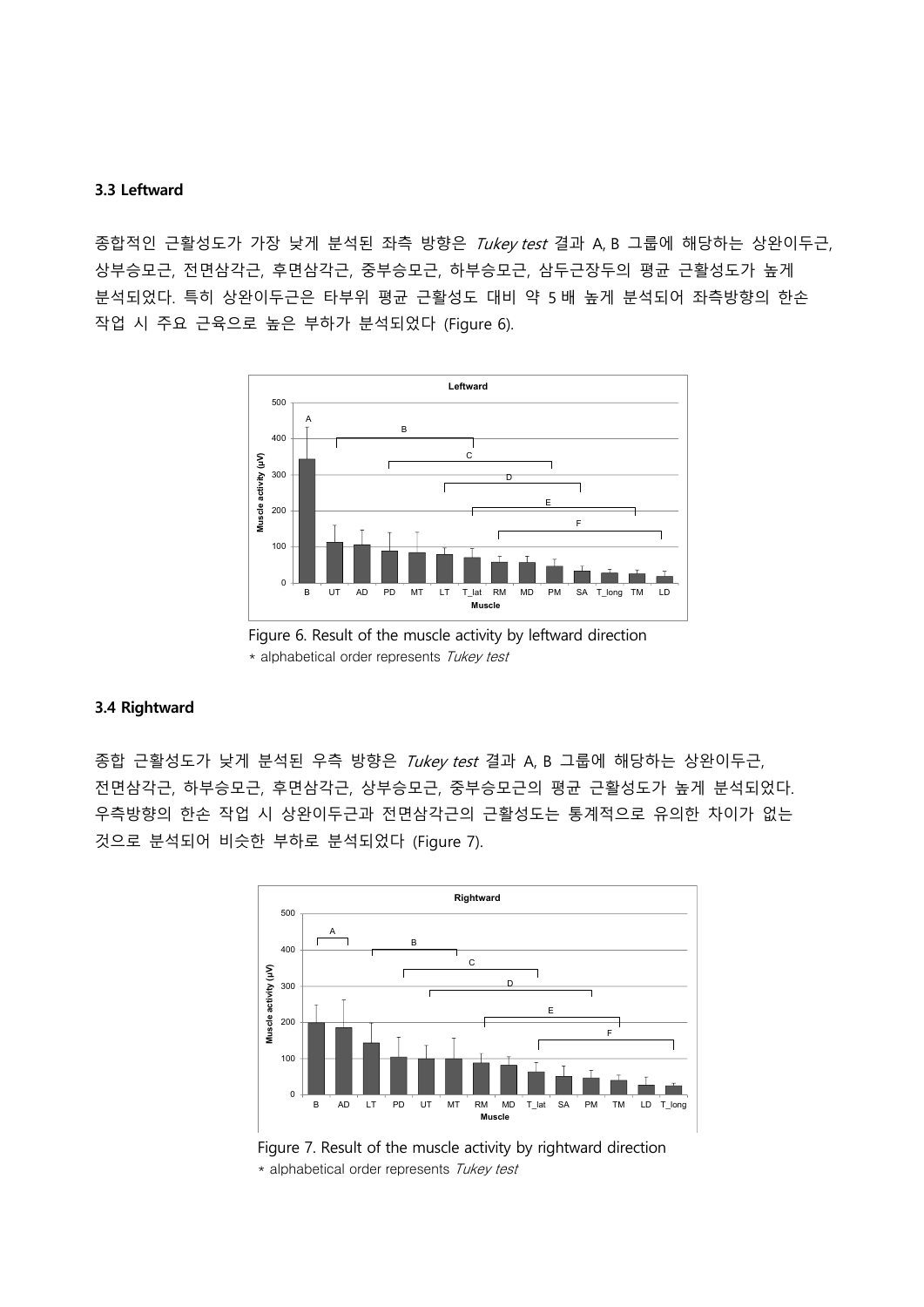### 3.3 Leftward

종합적인 근활성도가 가장 낮게 분석된 좌측 방향은 *Tukey test* 결과 A, B 그룹에 해당하는 상완이두근, 상부승모근, 전면삼각근, 후면삼각근, 중부승모근, 하부승모근, 삼두근장두의 평균 근활성도가 높게 분석되었다. 특히 상완이두근은 타부위 평균 근활성도 대비 약 5 배 높게 분석되어 좌측방향의 한손 작업 시 주요 근육으로 높은 부하가 분석되었다 (Figure 6).

Figure 6. Result of the muscle activity by leftward direction

* alphabetical order represents *Tukey test*

### 3.4 Rightward

종합 근활성도가 낮게 분석된 우측 방향은 *Tukey test* 결과 A, B 그룹에 해당하는 상완이두근, 전면삼각근, 하부승모근, 후면삼각근, 상부승모근, 중부승모근의 평균 근활성도가 높게 분석되었다. 우측방향의 한손 작업 시 상완이두근과 전면삼각근의 근활성도는 통계적으로 유의한 차이가 없는 것으로 분석되어 비슷한 부하로 분석되었다 (Figure 7).

Figure 7. Result of the muscle activity by rightward direction

* alphabetical order represents *Tukey test*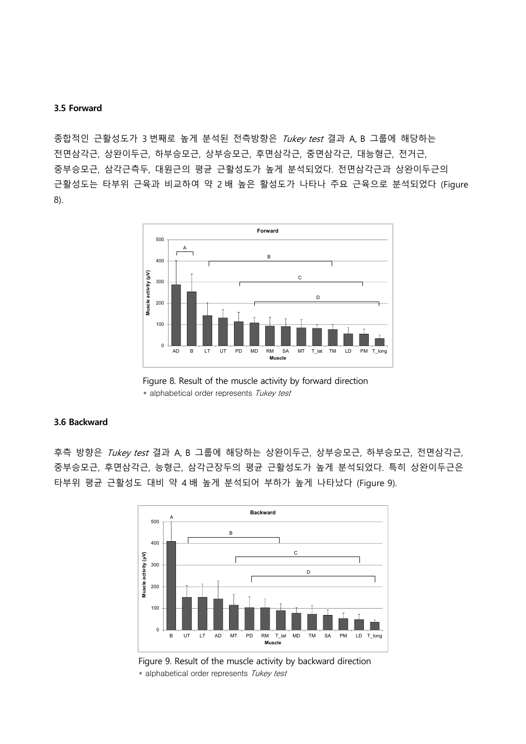### 3.5 Forward

종합적인 근활성도가 3 번째로 높게 분석된 전측방향은 *Tukey test* 결과 A, B 그룹에 해당하는 전면삼각근, 상완이두근, 하부승모근, 상부승모근, 후면삼각근, 중면삼각근, 대능형근, 전거근, 중부승모근, 삼각근측두, 대원근의 평균 근활성도가 높게 분석되었다. 전면삼각근과 상완이두근의 근활성도는 타부위 근육과 비교하여 약 2 배 높은 활성도가 나타나 주요 근육으로 분석되었다 (Figure 8).

Figure 8. Result of the muscle activity by forward direction

* alphabetical order represents *Tukey test*

### 3.6 Backward

후측 방향은 *Tukey test* 결과 A, B 그룹에 해당하는 상완이두근, 상부승모근, 하부승모근, 전면삼각근, 중부승모근, 후면삼각근, 능형근, 삼각근장두의 평균 근활성도가 높게 분석되었다. 특히 상완이두근은 타부위 평균 근활성도 대비 약 4 배 높게 분석되어 부하가 높게 나타났다 (Figure 9).

Figure 9. Result of the muscle activity by backward direction

* alphabetical order represents *Tukey test*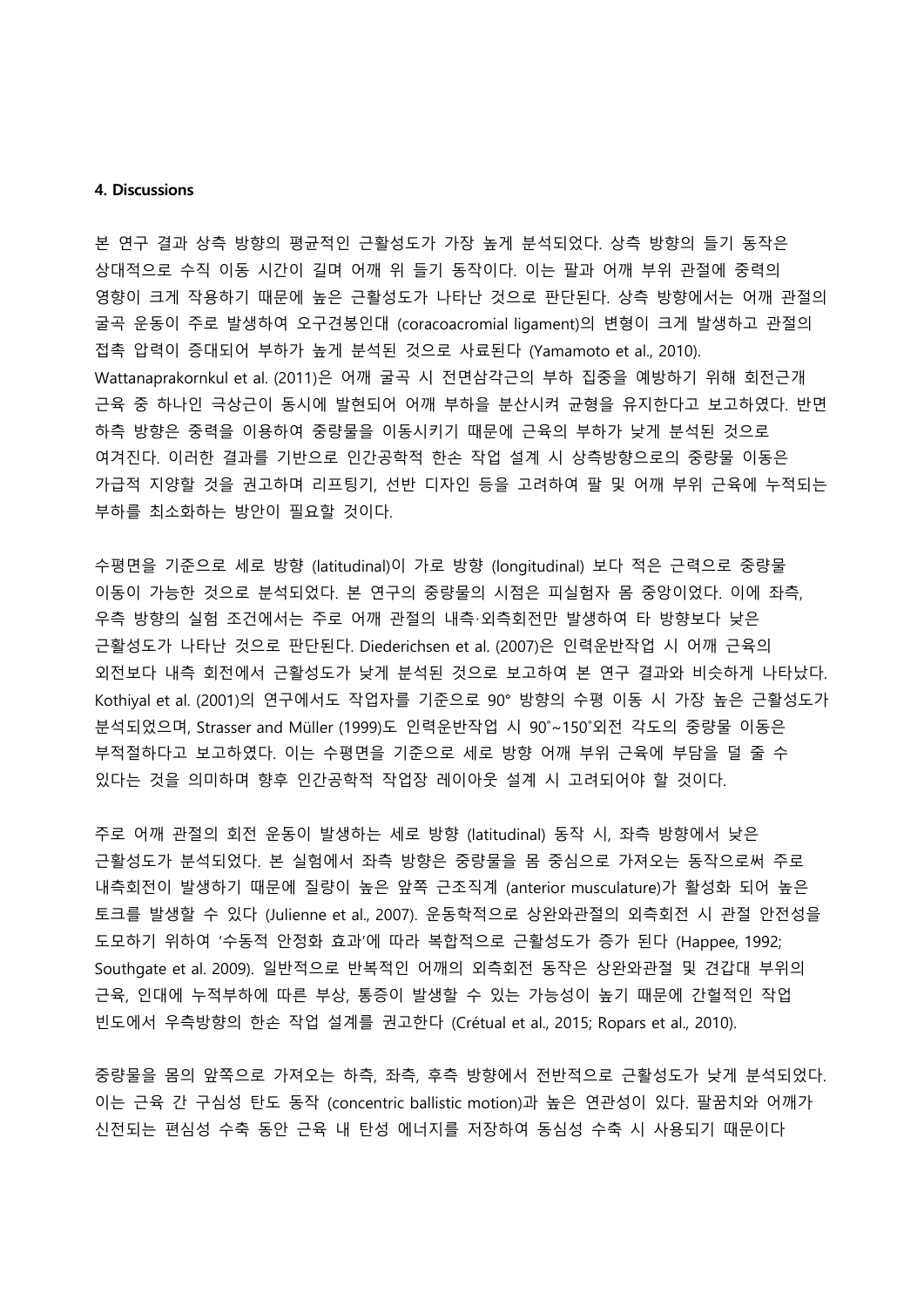#### 4. Discussions

본 연구 결과 상측 방향의 평균적인 근활성도가 가장 높게 분석되었다. 상측 방향의 들기 동작은 상대적으로 수직 이동 시간이 길며 어깨 위 들기 동작이다. 이는 팔과 어깨 부위 관절에 중력의 영향이 크게 작용하기 때문에 높은 근활성도가 나타난 것으로 판단된다. 상측 방향에서는 어깨 관절의 굴곡 운동이 주로 발생하여 오구견봉인대 (coracoacromial ligament)의 변형이 크게 발생하고 관절의 접촉 압력이 증대되어 부하가 높게 분석된 것으로 사료된다 (Yamamoto et al., 2010). Wattanaprakornkul et al. (2011)은 어깨 굴곡 시 전면삼각근의 부하 집중을 예방하기 위해 회전근개 근육 중 하나인 극상근이 동시에 발현되어 어깨 부하를 분산시켜 균형을 유지한다고 보고하였다. 반면 하측 방향은 중력을 이용하여 중량물을 이동시키기 때문에 근육의 부하가 낮게 분석된 것으로 여겨진다. 이러한 결과를 기반으로 인간공학적 한손 작업 설계 시 상측방향으로의 중량물 이동은 가급적 지양할 것을 권고하며 리프팅기, 선반 디자인 등을 고려하여 팔 및 어깨 부위 근육에 누적되는 부하를 최소화하는 방안이 필요할 것이다.

수평면을 기준으로 세로 방향 (latitudinal)이 가로 방향 (longitudinal) 보다 적은 근력으로 중량물 이동이 가능한 것으로 분석되었다. 본 연구의 중량물의 시점은 피실험자 몸 중앙이었다. 이에 좌측, 우측 방향의 실험 조건에서는 주로 어깨 관절의 내측·외측회전만 발생하여 타 방향보다 낮은 근활성도가 나타난 것으로 판단된다. Diederichsen et al. (2007)은 인력운반작업 시 어깨 근육의 외전보다 내측 회전에서 근활성도가 낮게 분석된 것으로 보고하여 본 연구 결과와 비슷하게 나타났다. Kothiyal et al. (2001)의 연구에서도 작업자를 기준으로 90° 방향의 수평 이동 시 가장 높은 근활성도가 분석되었으며, Strasser and Müller (1999)도 인력운반작업 시 90˚~150˚외전 각도의 중량물 이동은 부적절하다고 보고하였다. 이는 수평면을 기준으로 세로 방향 어깨 부위 근육에 부담을 덜 줄 수 있다는 것을 의미하며 향후 인간공학적 작업장 레이아웃 설계 시 고려되어야 할 것이다.

주로 어깨 관절의 회전 운동이 발생하는 세로 방향 (latitudinal) 동작 시, 좌측 방향에서 낮은 근활성도가 분석되었다. 본 실험에서 좌측 방향은 중량물을 몸 중심으로 가져오는 동작으로써 주로 내측회전이 발생하기 때문에 질량이 높은 앞쪽 근조직계 (anterior musculature)가 활성화 되어 높은 토크를 발생할 수 있다 (Julienne et al., 2007). 운동학적으로 상완와관절의 외측회전 시 관절 안전성을 도모하기 위하여 '수동적 안정화 효과'에 따라 복합적으로 근활성도가 증가 된다 (Happee, 1992; Southgate et al. 2009). 일반적으로 반복적인 어깨의 외측회전 동작은 상완와관절 및 견갑대 부위의 근육, 인대에 누적부하에 따른 부상, 통증이 발생할 수 있는 가능성이 높기 때문에 간헐적인 작업 빈도에서 우측방향의 한손 작업 설계를 권고한다 (Crétual et al., 2015; Ropars et al., 2010).

중량물을 몸의 앞쪽으로 가져오는 하측, 좌측, 후측 방향에서 전반적으로 근활성도가 낮게 분석되었다. 이는 근육 간 구심성 탄도 동작 (concentric ballistic motion)과 높은 연관성이 있다. 팔꿈치와 어깨가 신전되는 편심성 수축 동안 근육 내 탄성 에너지를 저장하여 동심성 수축 시 사용되기 때문이다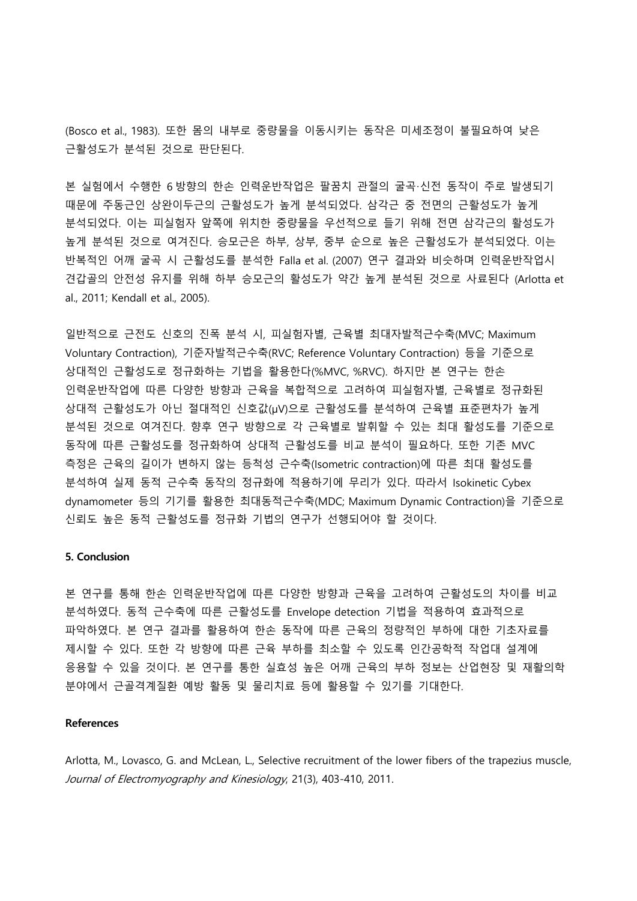(Bosco et al., 1983). 또한 몸의 내부로 중량물을 이동시키는 동작은 미세조정이 불필요하여 낮은 근활성도가 분석된 것으로 판단된다.

본 실험에서 수행한 6 방향의 한손 인력운반작업은 팔꿈치 관절의 굴곡·신전 동작이 주로 발생되기 때문에 주동근인 상완이두근의 근활성도가 높게 분석되었다. 삼각근 중 전면의 근활성도가 높게 분석되었다. 이는 피실험자 앞쪽에 위치한 중량물을 우선적으로 들기 위해 전면 삼각근의 활성도가 높게 분석된 것으로 여겨진다. 승모근은 하부, 상부, 중부 순으로 높은 근활성도가 분석되었다. 이는 반복적인 어깨 굴곡 시 근활성도를 분석한 Falla et al. (2007) 연구 결과와 비슷하며 인력운반작업시 견갑골의 안전성 유지를 위해 하부 승모근의 활성도가 약간 높게 분석된 것으로 사료된다 (Arlotta et al., 2011; Kendall et al., 2005).

일반적으로 근전도 신호의 진폭 분석 시, 피실험자별, 근육별 최대자발적근수축(MVC; Maximum Voluntary Contraction), 기준자발적근수축(RVC; Reference Voluntary Contraction) 등을 기준으로 상대적인 근활성도로 정규화하는 기법을 활용한다(%MVC, %RVC). 하지만 본 연구는 한손 인력운반작업에 따른 다양한 방향과 근육을 복합적으로 고려하여 피실험자별, 근육별로 정규화된 상대적 근활성도가 아닌 절대적인 신호값(μV)으로 근활성도를 분석하여 근육별 표준편차가 높게 분석된 것으로 여겨진다. 향후 연구 방향으로 각 근육별로 발휘할 수 있는 최대 활성도를 기준으로 동작에 따른 근활성도를 정규화하여 상대적 근활성도를 비교 분석이 필요하다. 또한 기존 MVC 측정은 근육의 길이가 변하지 않는 등척성 근수축(Isometric contraction)에 따른 최대 활성도를 분석하여 실제 동적 근수축 동작의 정규화에 적용하기에 무리가 있다. 따라서 Isokinetic Cybex dynamometer 등의 기기를 활용한 최대동적근수축(MDC; Maximum Dynamic Contraction)을 기준으로 신뢰도 높은 동적 근활성도를 정규화 기법의 연구가 선행되어야 할 것이다.

**5. Conclusion**

본 연구를 통해 한손 인력운반작업에 따른 다양한 방향과 근육을 고려하여 근활성도의 차이를 비교 분석하였다. 동적 근수축에 따른 근활성도를 Envelope detection 기법을 적용하여 효과적으로 파악하였다. 본 연구 결과를 활용하여 한손 동작에 따른 근육의 정량적인 부하에 대한 기초자료를 제시할 수 있다. 또한 각 방향에 따른 근육 부하를 최소할 수 있도록 인간공학적 작업대 설계에 응용할 수 있을 것이다. 본 연구를 통한 실효성 높은 어깨 근육의 부하 정보는 산업현장 및 재활의학 분야에서 근골격계질환 예방 활동 및 물리치료 등에 활용할 수 있기를 기대한다.

**References**

Arlotta, M., Lovasco, G. and McLean, L., Selective recruitment of the lower fibers of the trapezius muscle, *Journal of Electromyography and Kinesiology*, 21(3), 403-410, 2011.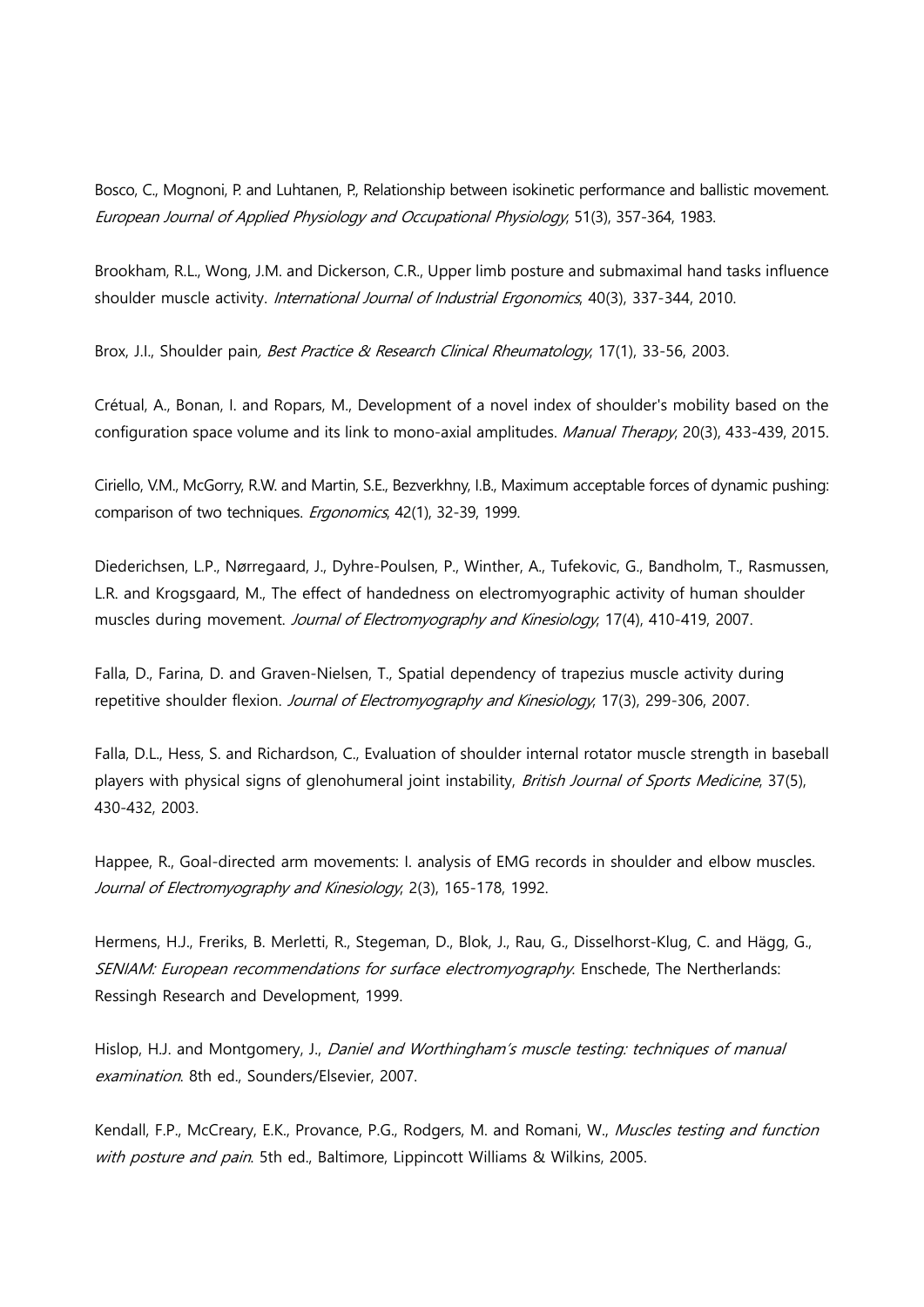Bosco, C., Mognoni, P. and Luhtanen, P., Relationship between isokinetic performance and ballistic movement. *European Journal of Applied Physiology and Occupational Physiology*, 51(3), 357-364, 1983.

Brookham, R.L., Wong, J.M. and Dickerson, C.R., Upper limb posture and submaximal hand tasks influence shoulder muscle activity. *International Journal of Industrial Ergonomics*, 40(3), 337-344, 2010.

Brox, J.I., Shoulder pain*, Best Practice & Research Clinical Rheumatology*, 17(1), 33-56, 2003.

Crétual, A., Bonan, I. and Ropars, M., Development of a novel index of shoulder's mobility based on the configuration space volume and its link to mono-axial amplitudes. *Manual Therapy*, 20(3), 433-439, 2015.

Ciriello, V.M., McGorry, R.W. and Martin, S.E., Bezverkhny, I.B., Maximum acceptable forces of dynamic pushing: comparison of two techniques. *Ergonomics*, 42(1), 32-39, 1999.

Diederichsen, L.P., Nørregaard, J., Dyhre-Poulsen, P., Winther, A., Tufekovic, G., Bandholm, T., Rasmussen, L.R. and Krogsgaard, M., The effect of handedness on electromyographic activity of human shoulder muscles during movement. *Journal of Electromyography and Kinesiology*, 17(4), 410-419, 2007.

Falla, D., Farina, D. and Graven-Nielsen, T., Spatial dependency of trapezius muscle activity during repetitive shoulder flexion. *Journal of Electromyography and Kinesiology*, 17(3), 299-306, 2007.

Falla, D.L., Hess, S. and Richardson, C., Evaluation of shoulder internal rotator muscle strength in baseball players with physical signs of glenohumeral joint instability, *British Journal of Sports Medicine*, 37(5), 430-432, 2003.

Happee, R., Goal-directed arm movements: I. analysis of EMG records in shoulder and elbow muscles. *Journal of Electromyography and Kinesiology*, 2(3), 165-178, 1992.

Hermens, H.J., Freriks, B. Merletti, R., Stegeman, D., Blok, J., Rau, G., Disselhorst-Klug, C. and Hägg, G., *SENIAM: European recommendations for surface electromyography*. Enschede, The Nertherlands: Ressingh Research and Development, 1999.

Hislop, H.J. and Montgomery, J., *Daniel and Worthingham's muscle testing: techniques of manual examination*. 8th ed., Sounders/Elsevier, 2007.

Kendall, F.P., McCreary, E.K., Provance, P.G., Rodgers, M. and Romani, W., *Muscles testing and function with posture and pain*. 5th ed., Baltimore, Lippincott Williams & Wilkins, 2005.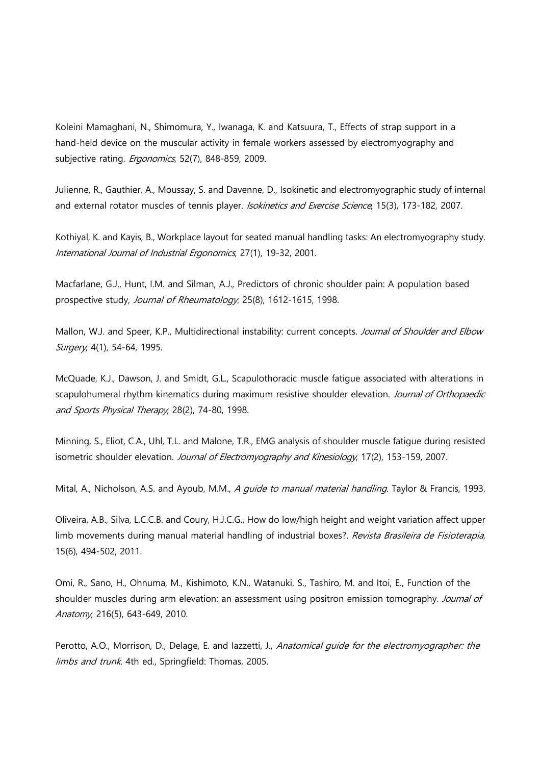Koleini Mamaghani, N., Shimomura, Y., Iwanaga, K. and Katsuura, T., Effects of strap support in a hand-held device on the muscular activity in female workers assessed by electromyography and subjective rating. *Ergonomics*, 52(7), 848-859, 2009.

Julienne, R., Gauthier, A., Moussay, S. and Davenne, D., Isokinetic and electromyographic study of internal and external rotator muscles of tennis player. *Isokinetics and Exercise Science*, 15(3), 173-182, 2007.

Kothiyal, K. and Kayis, B., Workplace layout for seated manual handling tasks: An electromyography study. *International Journal of Industrial Ergonomics*, 27(1), 19-32, 2001.

Macfarlane, G.J., Hunt, I.M. and Silman, A.J., Predictors of chronic shoulder pain: A population based prospective study, *Journal of Rheumatology*, 25(8), 1612-1615, 1998.

Mallon, W.J. and Speer, K.P., Multidirectional instability: current concepts. *Journal of Shoulder and Elbow Surgery*, 4(1), 54-64, 1995.

McQuade, K.J., Dawson, J. and Smidt, G.L., Scapulothoracic muscle fatigue associated with alterations in scapulohumeral rhythm kinematics during maximum resistive shoulder elevation. *Journal of Orthopaedic and Sports Physical Therapy*, 28(2), 74-80, 1998.

Minning, S., Eliot, C.A., Uhl, T.L. and Malone, T.R., EMG analysis of shoulder muscle fatigue during resisted isometric shoulder elevation. *Journal of Electromyography and Kinesiology*, 17(2), 153-159, 2007.

Mital, A., Nicholson, A.S. and Ayoub, M.M., *A guide to manual material handling*. Taylor & Francis, 1993.

Oliveira, A.B., Silva, L.C.C.B. and Coury, H.J.C.G., How do low/high height and weight variation affect upper limb movements during manual material handling of industrial boxes?. *Revista Brasileira de Fisioterapia*, 15(6), 494-502, 2011.

Omi, R., Sano, H., Ohnuma, M., Kishimoto, K.N., Watanuki, S., Tashiro, M. and Itoi, E., Function of the shoulder muscles during arm elevation: an assessment using positron emission tomography. *Journal of Anatomy*, 216(5), 643-649, 2010.

Perotto, A.O., Morrison, D., Delage, E. and Iazzetti, J., *Anatomical guide for the electromyographer: the limbs and trunk*. 4th ed., Springfield: Thomas, 2005.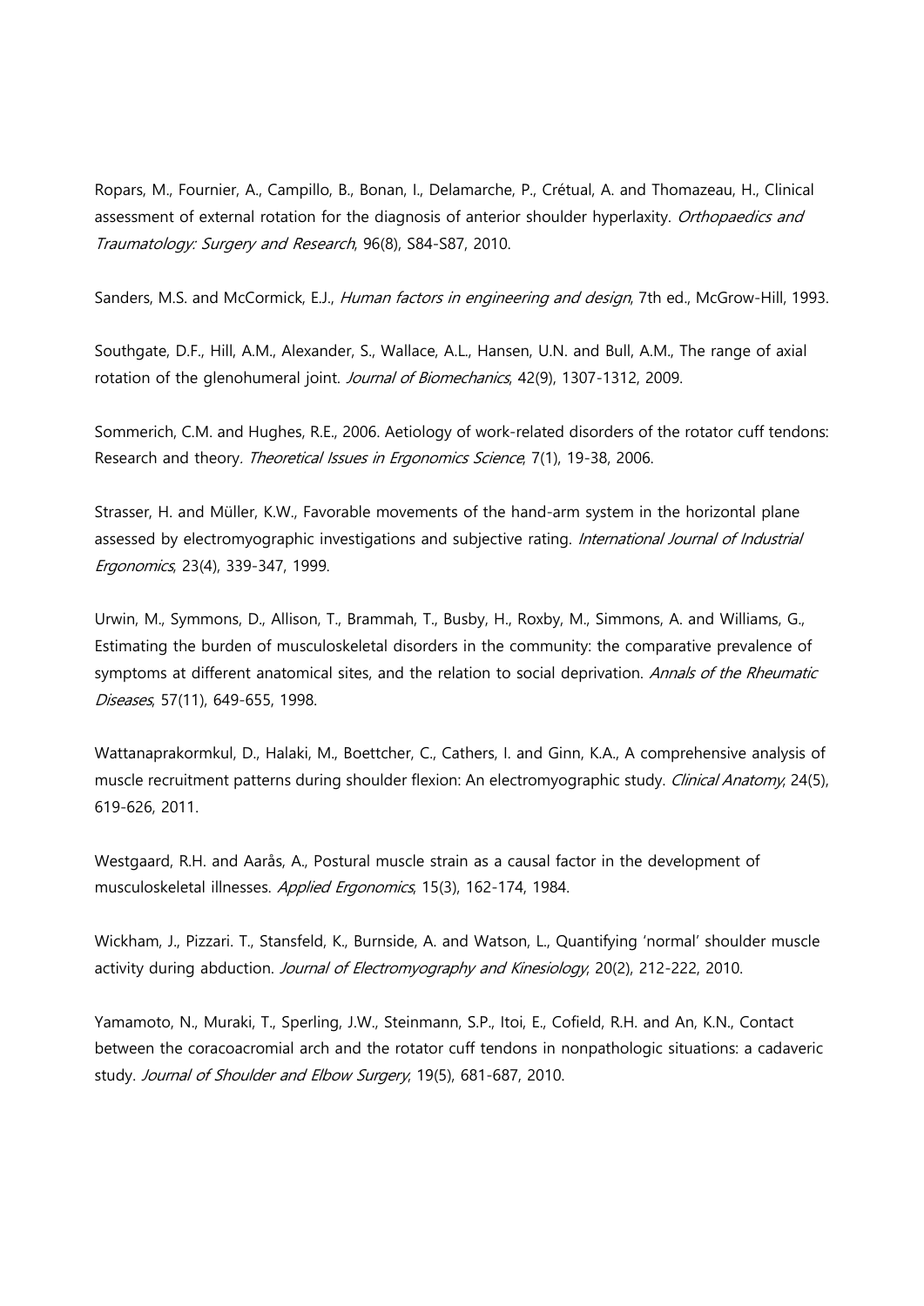Ropars, M., Fournier, A., Campillo, B., Bonan, I., Delamarche, P., Crétual, A. and Thomazeau, H., Clinical assessment of external rotation for the diagnosis of anterior shoulder hyperlaxity. *Orthopaedics and Traumatology: Surgery and Research*, 96(8), S84-S87, 2010.

Sanders, M.S. and McCormick, E.J., *Human factors in engineering and design*, 7th ed., McGrow-Hill, 1993.

Southgate, D.F., Hill, A.M., Alexander, S., Wallace, A.L., Hansen, U.N. and Bull, A.M., The range of axial rotation of the glenohumeral joint. *Journal of Biomechanics*, 42(9), 1307-1312, 2009.

Sommerich, C.M. and Hughes, R.E., 2006. Aetiology of work-related disorders of the rotator cuff tendons: Research and theory. *Theoretical Issues in Ergonomics Science*, 7(1), 19-38, 2006.

Strasser, H. and Müller, K.W., Favorable movements of the hand-arm system in the horizontal plane assessed by electromyographic investigations and subjective rating. *International Journal of Industrial Ergonomics*, 23(4), 339-347, 1999.

Urwin, M., Symmons, D., Allison, T., Brammah, T., Busby, H., Roxby, M., Simmons, A. and Williams, G., Estimating the burden of musculoskeletal disorders in the community: the comparative prevalence of symptoms at different anatomical sites, and the relation to social deprivation. *Annals of the Rheumatic Diseases*, 57(11), 649-655, 1998.

Wattanaprakormkul, D., Halaki, M., Boettcher, C., Cathers, I. and Ginn, K.A., A comprehensive analysis of muscle recruitment patterns during shoulder flexion: An electromyographic study. *Clinical Anatomy*, 24(5), 619-626, 2011.

Westgaard, R.H. and Aarås, A., Postural muscle strain as a causal factor in the development of musculoskeletal illnesses. *Applied Ergonomics*, 15(3), 162-174, 1984.

Wickham, J., Pizzari. T., Stansfeld, K., Burnside, A. and Watson, L., Quantifying 'normal' shoulder muscle activity during abduction. *Journal of Electromyography and Kinesiology*, 20(2), 212-222, 2010.

Yamamoto, N., Muraki, T., Sperling, J.W., Steinmann, S.P., Itoi, E., Cofield, R.H. and An, K.N., Contact between the coracoacromial arch and the rotator cuff tendons in nonpathologic situations: a cadaveric study. *Journal of Shoulder and Elbow Surgery*, 19(5), 681-687, 2010.